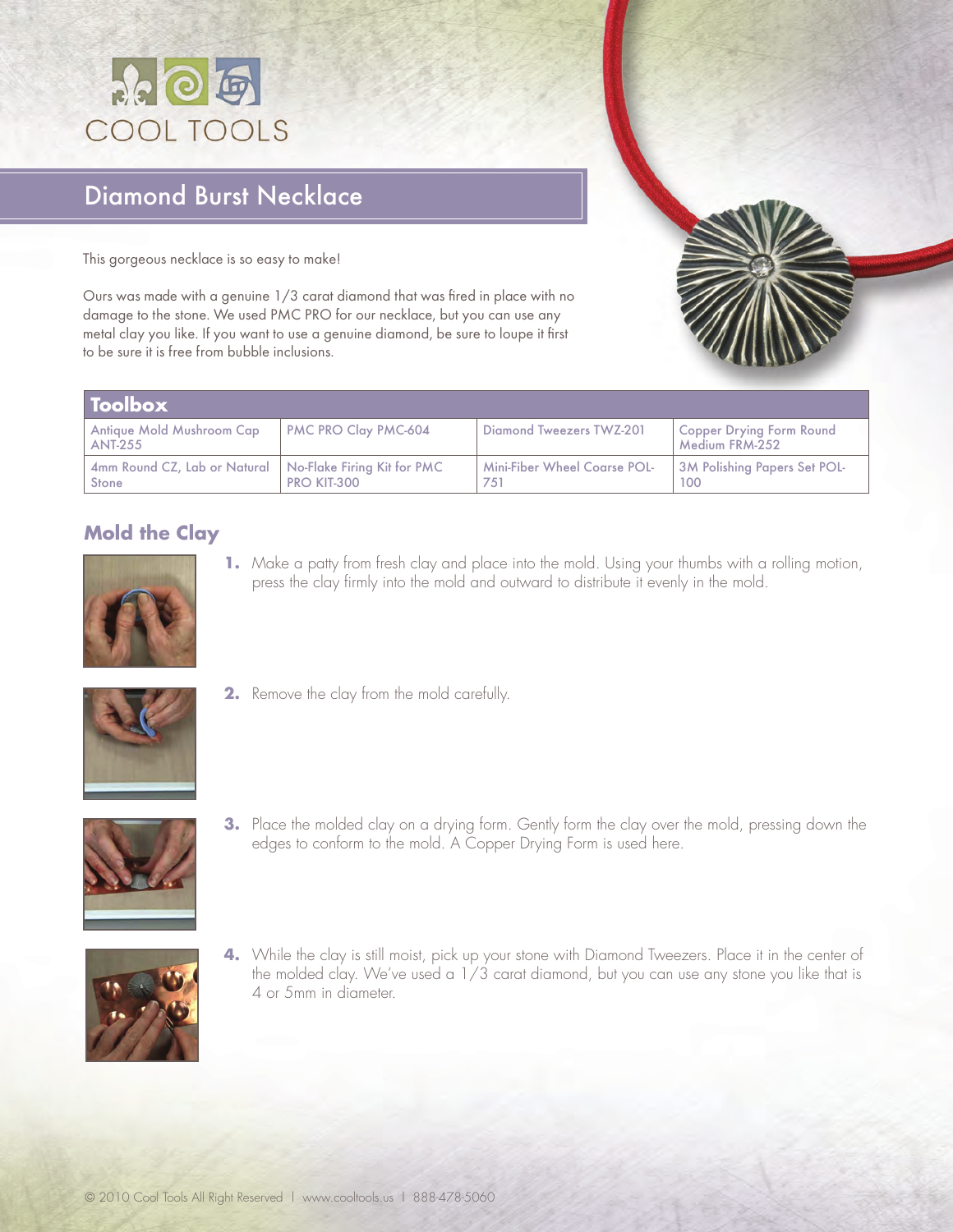# COOL TOOLS

## Diamond Burst Necklace

This gorgeous necklace is so easy to make!

Ours was made with a genuine 1/3 carat diamond that was fired in place with no damage to the stone. We used PMC PRO for our necklace, but you can use any metal clay you like. If you want to use a genuine diamond, be sure to loupe it first to be sure it is free from bubble inclusions.

| Toolbox | | | |
|---|---|---|---|
| Antique Mold Mushroom Cap ANT-255 | PMC PRO Clay PMC-604 | Diamond Tweezers TWZ-201 | Copper Drying Form Round Medium FRM-252 |
| 4mm Round CZ, Lab or Natural Stone | No-Flake Firing Kit for PMC PRO KIT-300 | Mini-Fiber Wheel Coarse POL-751 | 3M Polishing Papers Set POL-100 |

### Mold the Clay

1. Make a patty from fresh clay and place into the mold. Using your thumbs with a rolling motion, press the clay firmly into the mold and outward to distribute it evenly in the mold.

2. Remove the clay from the mold carefully.

3. Place the molded clay on a drying form. Gently form the clay over the mold, pressing down the edges to conform to the mold. A Copper Drying Form is used here.

4. While the clay is still moist, pick up your stone with Diamond Tweezers. Place it in the center of the molded clay. We've used a 1/3 carat diamond, but you can use any stone you like that is 4 or 5mm in diameter.

© 2010 Cool Tools All Right Reserved | www.cooltools.us | 888-478-5060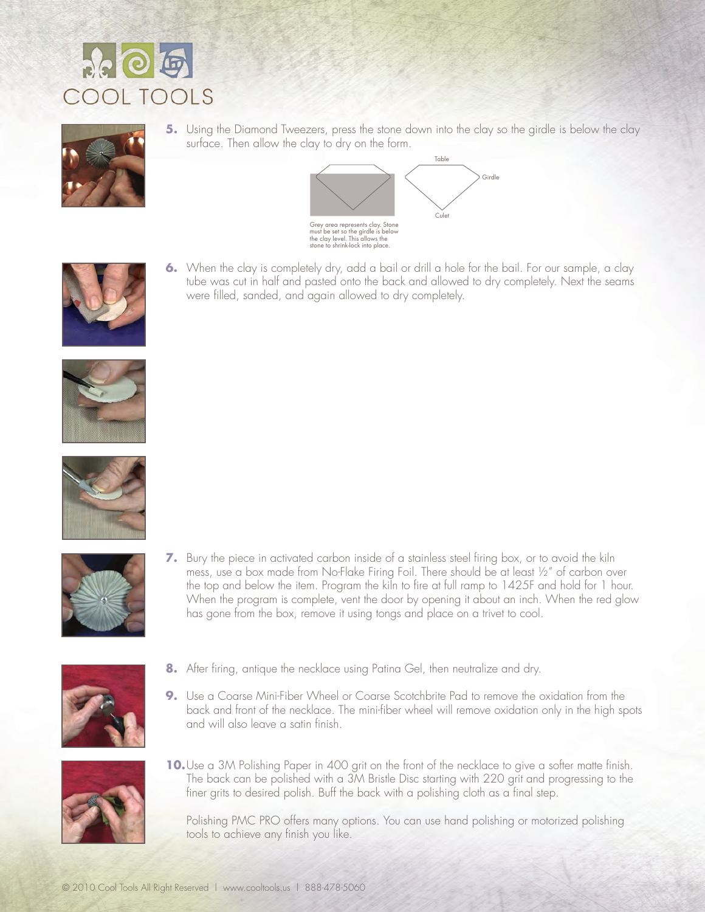COOL TOOLS

5. Using the Diamond Tweezers, press the stone down into the clay so the girdle is below the clay surface. Then allow the clay to dry on the form.

Table

Girdle

Culet

Grey area represents clay. Stone must be set so the girdle is below the clay level. This allows the stone to shrink-lock into place.

6. When the clay is completely dry, add a bail or drill a hole for the bail. For our sample, a clay tube was cut in half and pasted onto the back and allowed to dry completely. Next the seams were filled, sanded, and again allowed to dry completely.

7. Bury the piece in activated carbon inside of a stainless steel firing box, or to avoid the kiln mess, use a box made from No-Flake Firing Foil. There should be at least ½" of carbon over the top and below the item. Program the kiln to fire at full ramp to 1425F and hold for 1 hour. When the program is complete, vent the door by opening it about an inch. When the red glow has gone from the box, remove it using tongs and place on a trivet to cool.

8. After firing, antique the necklace using Patina Gel, then neutralize and dry.

9. Use a Coarse Mini-Fiber Wheel or Coarse Scotchbrite Pad to remove the oxidation from the back and front of the necklace. The mini-fiber wheel will remove oxidation only in the high spots and will also leave a satin finish.

10. Use a 3M Polishing Paper in 400 grit on the front of the necklace to give a softer matte finish. The back can be polished with a 3M Bristle Disc starting with 220 grit and progressing to the finer grits to desired polish. Buff the back with a polishing cloth as a final step.

Polishing PMC PRO offers many options. You can use hand polishing or motorized polishing tools to achieve any finish you like.

© 2010 Cool Tools All Right Reserved | www.cooltools.us | 888-478-5060